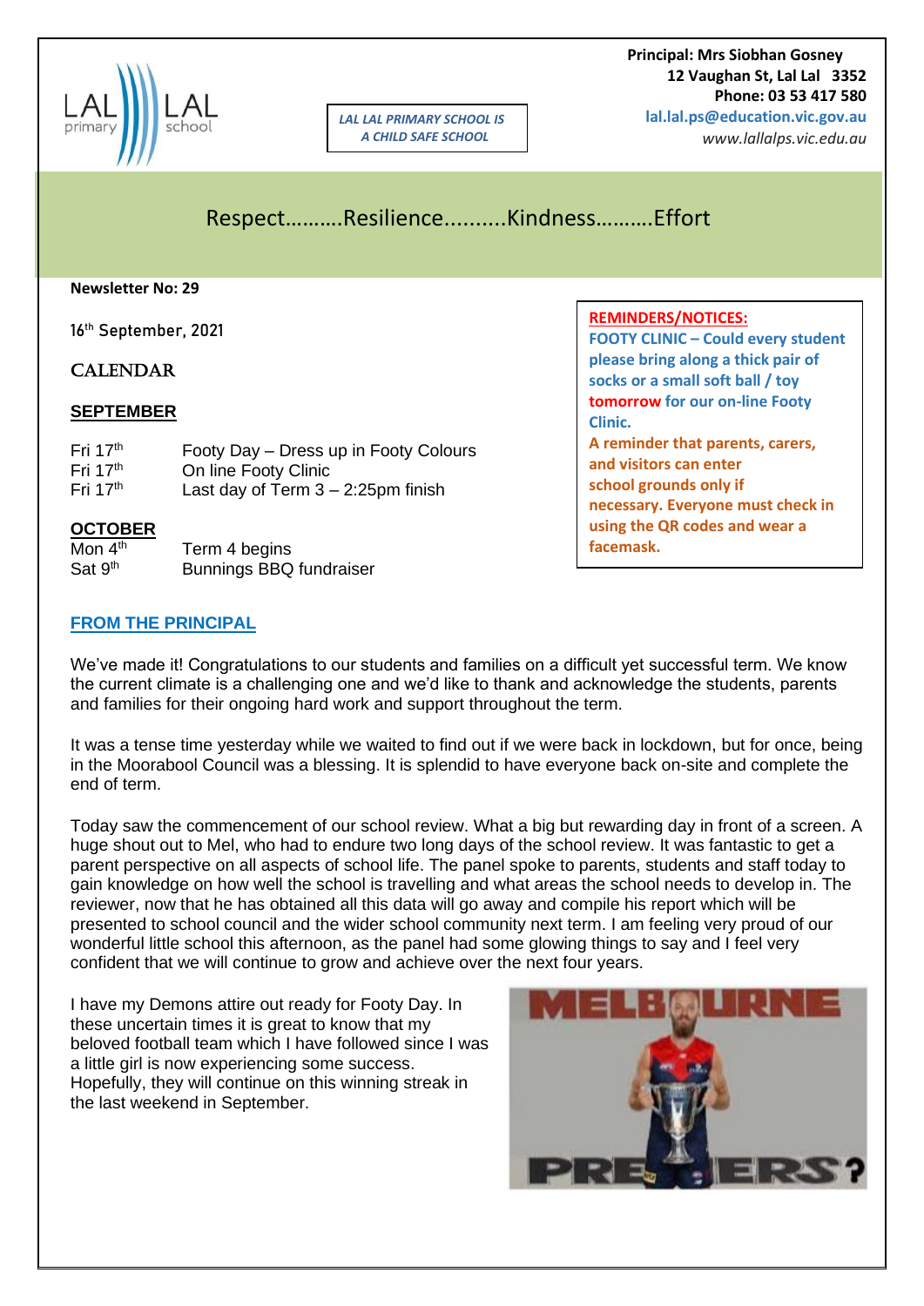LAL LAL primary school

LAL LAL PRIMARY SCHOOL IS A CHILD SAFE SCHOOL

**Principal: Mrs Siobhan Gosney**
**12 Vaughan St, Lal Lal 3352**
**Phone: 03 53 417 580**
**lal.lal.ps@education.vic.gov.au**
*www.lallalps.vic.edu.au*

## Respect……….Resilience..........Kindness……….Effort

**Newsletter No: 29**

16th September, 2021

## CALENDAR

### SEPTEMBER

| | |
|---|---|
| Fri 17th | Footy Day – Dress up in Footy Colours |
| Fri 17th | On line Footy Clinic |
| Fri 17th | Last day of Term 3 – 2:25pm finish |

### OCTOBER

| | |
|---|---|
| Mon 4th | Term 4 begins |
| Sat 9th | Bunnings BBQ fundraiser |

**REMINDERS/NOTICES:**

**FOOTY CLINIC – Could every student please bring along a thick pair of socks or a small soft ball / toy tomorrow for our on-line Footy Clinic.**

**A reminder that parents, carers, and visitors can enter school grounds only if necessary. Everyone must check in using the QR codes and wear a facemask.**

### FROM THE PRINCIPAL

We've made it! Congratulations to our students and families on a difficult yet successful term. We know the current climate is a challenging one and we'd like to thank and acknowledge the students, parents and families for their ongoing hard work and support throughout the term.

It was a tense time yesterday while we waited to find out if we were back in lockdown, but for once, being in the Moorabool Council was a blessing. It is splendid to have everyone back on-site and complete the end of term.

Today saw the commencement of our school review. What a big but rewarding day in front of a screen. A huge shout out to Mel, who had to endure two long days of the school review. It was fantastic to get a parent perspective on all aspects of school life. The panel spoke to parents, students and staff today to gain knowledge on how well the school is travelling and what areas the school needs to develop in. The reviewer, now that he has obtained all this data will go away and compile his report which will be presented to school council and the wider school community next term. I am feeling very proud of our wonderful little school this afternoon, as the panel had some glowing things to say and I feel very confident that we will continue to grow and achieve over the next four years.

I have my Demons attire out ready for Footy Day. In these uncertain times it is great to know that my beloved football team which I have followed since I was a little girl is now experiencing some success. Hopefully, they will continue on this winning streak in the last weekend in September.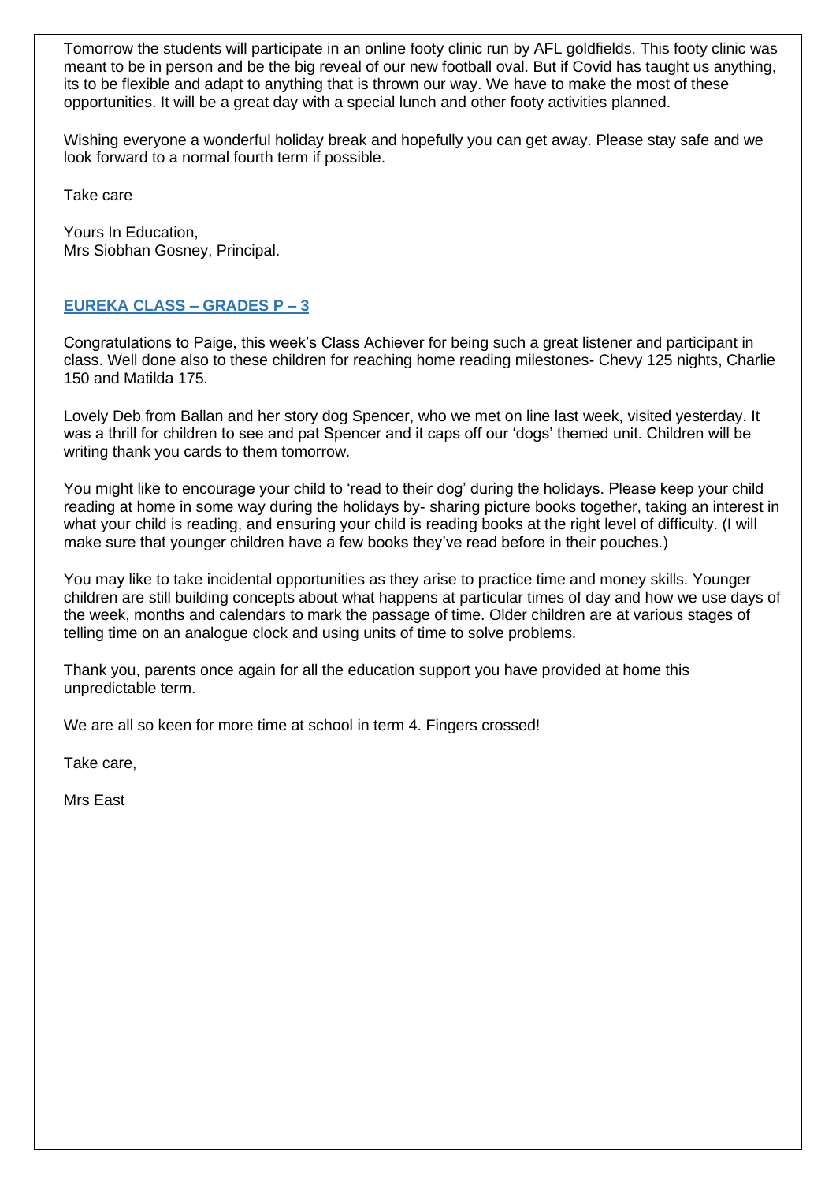Tomorrow the students will participate in an online footy clinic run by AFL goldfields. This footy clinic was meant to be in person and be the big reveal of our new football oval. But if Covid has taught us anything, its to be flexible and adapt to anything that is thrown our way. We have to make the most of these opportunities. It will be a great day with a special lunch and other footy activities planned.

Wishing everyone a wonderful holiday break and hopefully you can get away. Please stay safe and we look forward to a normal fourth term if possible.

Take care

Yours In Education,
Mrs Siobhan Gosney, Principal.

## **EUREKA CLASS – GRADES P – 3**

Congratulations to Paige, this week's Class Achiever for being such a great listener and participant in class. Well done also to these children for reaching home reading milestones- Chevy 125 nights, Charlie 150 and Matilda 175.

Lovely Deb from Ballan and her story dog Spencer, who we met on line last week, visited yesterday. It was a thrill for children to see and pat Spencer and it caps off our 'dogs' themed unit. Children will be writing thank you cards to them tomorrow.

You might like to encourage your child to 'read to their dog' during the holidays. Please keep your child reading at home in some way during the holidays by- sharing picture books together, taking an interest in what your child is reading, and ensuring your child is reading books at the right level of difficulty. (I will make sure that younger children have a few books they've read before in their pouches.)

You may like to take incidental opportunities as they arise to practice time and money skills. Younger children are still building concepts about what happens at particular times of day and how we use days of the week, months and calendars to mark the passage of time. Older children are at various stages of telling time on an analogue clock and using units of time to solve problems.

Thank you, parents once again for all the education support you have provided at home this unpredictable term.

We are all so keen for more time at school in term 4. Fingers crossed!

Take care,

Mrs East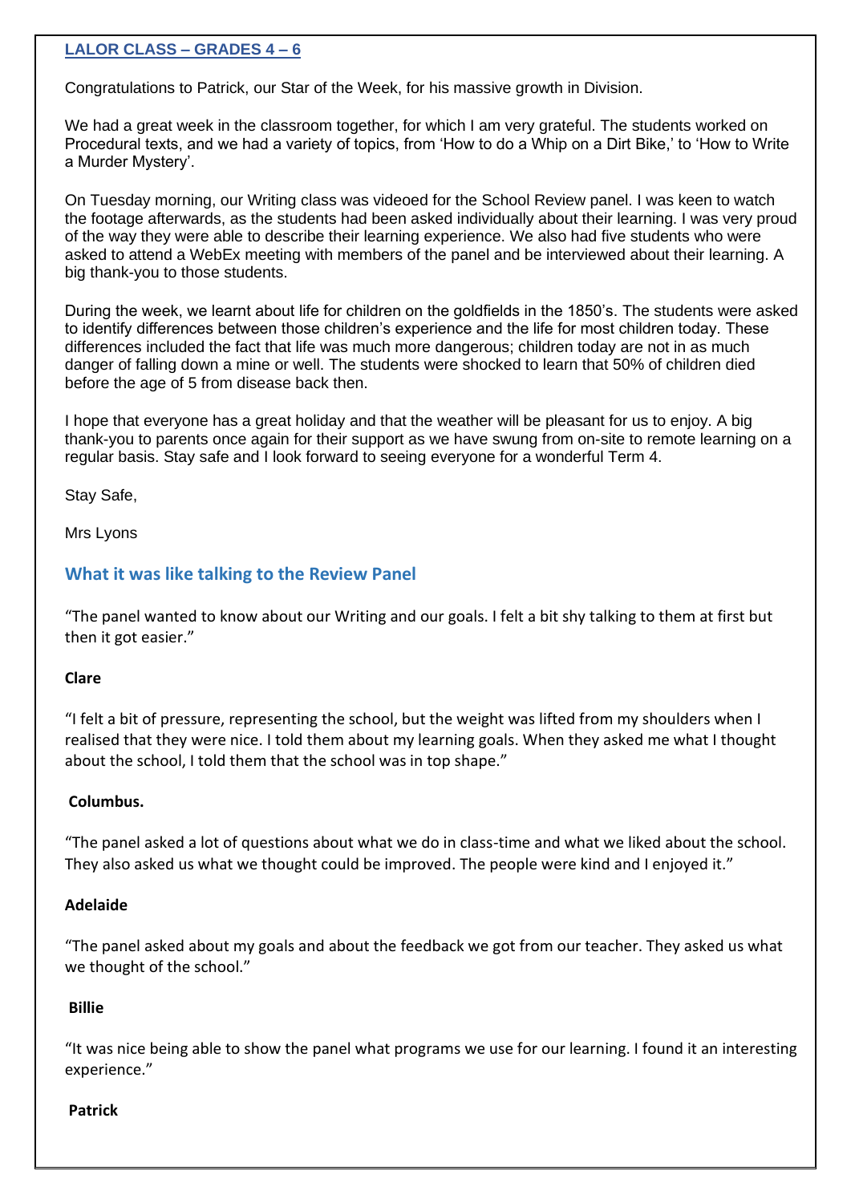## LALOR CLASS – GRADES 4 – 6

Congratulations to Patrick, our Star of the Week, for his massive growth in Division.

We had a great week in the classroom together, for which I am very grateful. The students worked on Procedural texts, and we had a variety of topics, from 'How to do a Whip on a Dirt Bike,' to 'How to Write a Murder Mystery'.

On Tuesday morning, our Writing class was videoed for the School Review panel. I was keen to watch the footage afterwards, as the students had been asked individually about their learning. I was very proud of the way they were able to describe their learning experience. We also had five students who were asked to attend a WebEx meeting with members of the panel and be interviewed about their learning. A big thank-you to those students.

During the week, we learnt about life for children on the goldfields in the 1850's. The students were asked to identify differences between those children's experience and the life for most children today. These differences included the fact that life was much more dangerous; children today are not in as much danger of falling down a mine or well. The students were shocked to learn that 50% of children died before the age of 5 from disease back then.

I hope that everyone has a great holiday and that the weather will be pleasant for us to enjoy. A big thank-you to parents once again for their support as we have swung from on-site to remote learning on a regular basis. Stay safe and I look forward to seeing everyone for a wonderful Term 4.

Stay Safe,

Mrs Lyons

### What it was like talking to the Review Panel

"The panel wanted to know about our Writing and our goals. I felt a bit shy talking to them at first but then it got easier."

**Clare**

"I felt a bit of pressure, representing the school, but the weight was lifted from my shoulders when I realised that they were nice. I told them about my learning goals. When they asked me what I thought about the school, I told them that the school was in top shape."

**Columbus.**

"The panel asked a lot of questions about what we do in class-time and what we liked about the school. They also asked us what we thought could be improved. The people were kind and I enjoyed it."

**Adelaide**

"The panel asked about my goals and about the feedback we got from our teacher. They asked us what we thought of the school."

**Billie**

"It was nice being able to show the panel what programs we use for our learning. I found it an interesting experience."

**Patrick**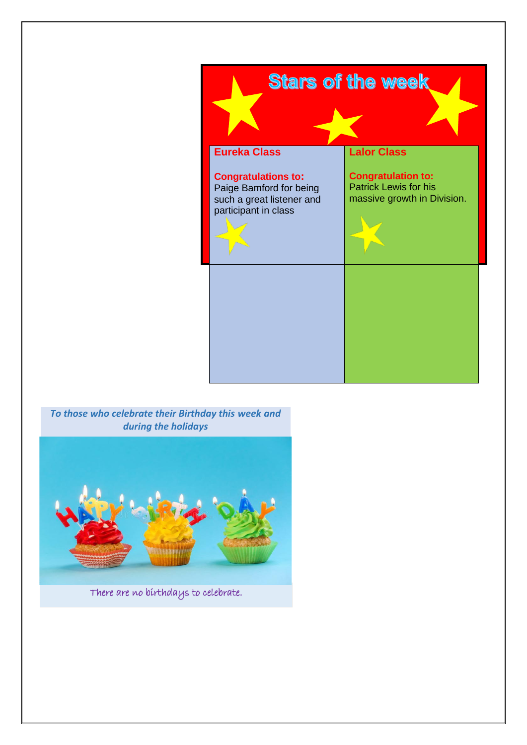## Stars of the week

| Eureka Class | Lalor Class |
|---|---|
| **Congratulations to:** Paige Bamford for being such a great listener and participant in class | **Congratulation to:** Patrick Lewis for his massive growth in Division. |
| | |

***To those who celebrate their Birthday this week and during the holidays***

There are no birthdays to celebrate.